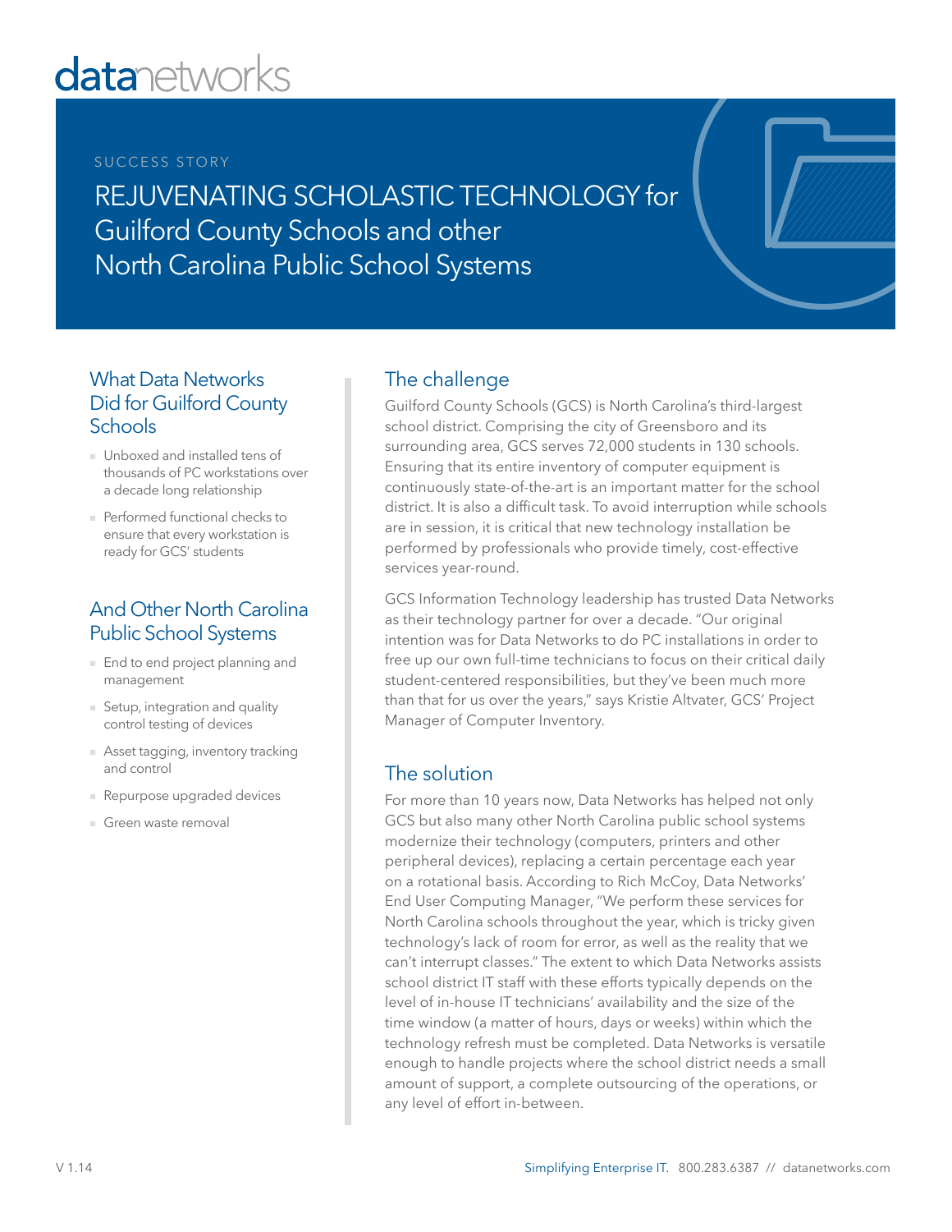datanetworks

SUCCESS STORY

# REJUVENATING SCHOLASTIC TECHNOLOGY for Guilford County Schools and other North Carolina Public School Systems

## What Data Networks Did for Guilford County Schools

- Unboxed and installed tens of thousands of PC workstations over a decade long relationship
- Performed functional checks to ensure that every workstation is ready for GCS' students

## And Other North Carolina Public School Systems

- End to end project planning and management
- Setup, integration and quality control testing of devices
- Asset tagging, inventory tracking and control
- Repurpose upgraded devices
- Green waste removal

## The challenge

Guilford County Schools (GCS) is North Carolina's third-largest school district. Comprising the city of Greensboro and its surrounding area, GCS serves 72,000 students in 130 schools. Ensuring that its entire inventory of computer equipment is continuously state-of-the-art is an important matter for the school district. It is also a difficult task. To avoid interruption while schools are in session, it is critical that new technology installation be performed by professionals who provide timely, cost-effective services year-round.

GCS Information Technology leadership has trusted Data Networks as their technology partner for over a decade. "Our original intention was for Data Networks to do PC installations in order to free up our own full-time technicians to focus on their critical daily student-centered responsibilities, but they've been much more than that for us over the years," says Kristie Altvater, GCS' Project Manager of Computer Inventory.

## The solution

For more than 10 years now, Data Networks has helped not only GCS but also many other North Carolina public school systems modernize their technology (computers, printers and other peripheral devices), replacing a certain percentage each year on a rotational basis. According to Rich McCoy, Data Networks' End User Computing Manager, "We perform these services for North Carolina schools throughout the year, which is tricky given technology's lack of room for error, as well as the reality that we can't interrupt classes." The extent to which Data Networks assists school district IT staff with these efforts typically depends on the level of in-house IT technicians' availability and the size of the time window (a matter of hours, days or weeks) within which the technology refresh must be completed. Data Networks is versatile enough to handle projects where the school district needs a small amount of support, a complete outsourcing of the operations, or any level of effort in-between.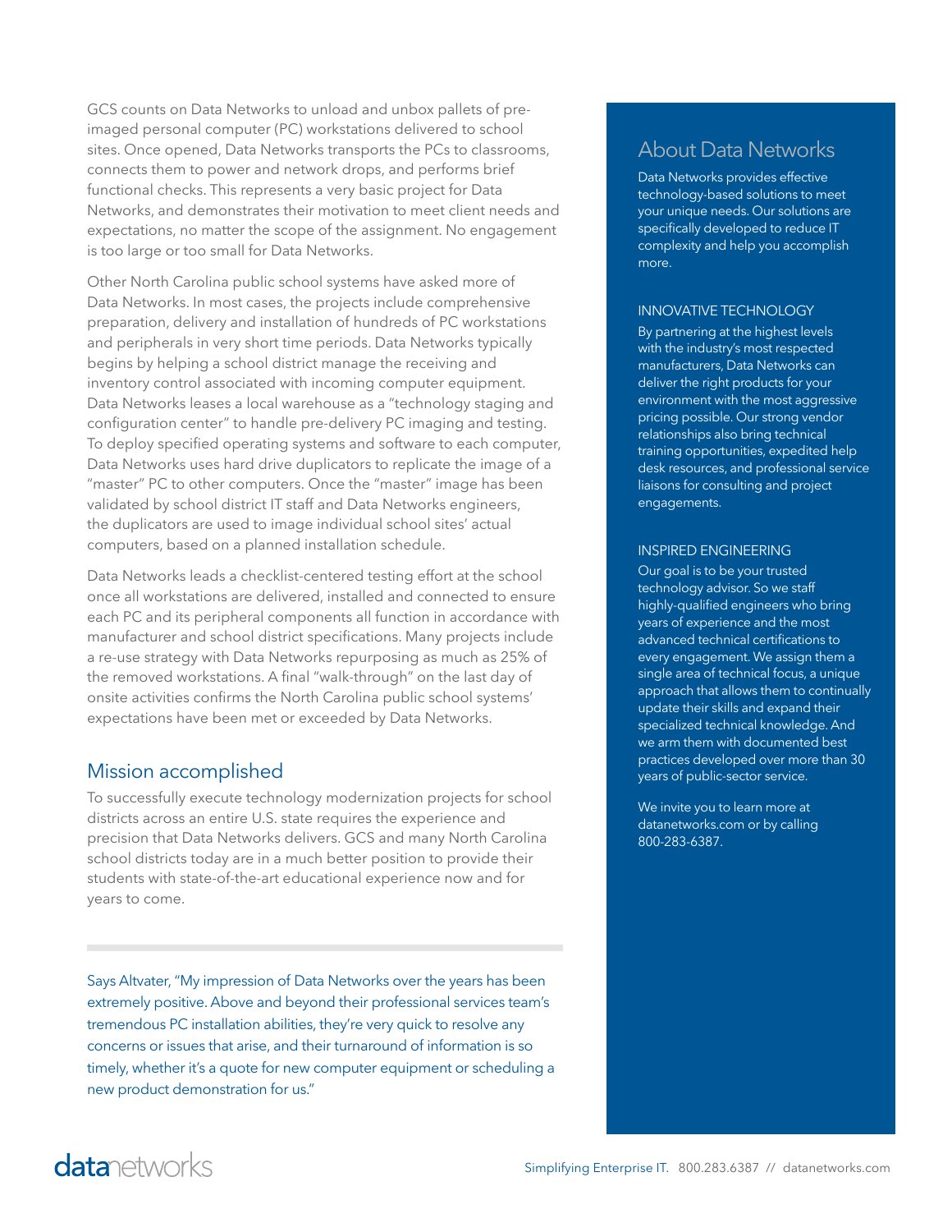GCS counts on Data Networks to unload and unbox pallets of pre-imaged personal computer (PC) workstations delivered to school sites. Once opened, Data Networks transports the PCs to classrooms, connects them to power and network drops, and performs brief functional checks. This represents a very basic project for Data Networks, and demonstrates their motivation to meet client needs and expectations, no matter the scope of the assignment. No engagement is too large or too small for Data Networks.

Other North Carolina public school systems have asked more of Data Networks. In most cases, the projects include comprehensive preparation, delivery and installation of hundreds of PC workstations and peripherals in very short time periods. Data Networks typically begins by helping a school district manage the receiving and inventory control associated with incoming computer equipment. Data Networks leases a local warehouse as a "technology staging and configuration center" to handle pre-delivery PC imaging and testing. To deploy specified operating systems and software to each computer, Data Networks uses hard drive duplicators to replicate the image of a "master" PC to other computers. Once the "master" image has been validated by school district IT staff and Data Networks engineers, the duplicators are used to image individual school sites' actual computers, based on a planned installation schedule.

Data Networks leads a checklist-centered testing effort at the school once all workstations are delivered, installed and connected to ensure each PC and its peripheral components all function in accordance with manufacturer and school district specifications. Many projects include a re-use strategy with Data Networks repurposing as much as 25% of the removed workstations. A final "walk-through" on the last day of onsite activities confirms the North Carolina public school systems' expectations have been met or exceeded by Data Networks.

## Mission accomplished

To successfully execute technology modernization projects for school districts across an entire U.S. state requires the experience and precision that Data Networks delivers. GCS and many North Carolina school districts today are in a much better position to provide their students with state-of-the-art educational experience now and for years to come.

Says Altvater, "My impression of Data Networks over the years has been extremely positive. Above and beyond their professional services team's tremendous PC installation abilities, they're very quick to resolve any concerns or issues that arise, and their turnaround of information is so timely, whether it's a quote for new computer equipment or scheduling a new product demonstration for us."

## About Data Networks

Data Networks provides effective technology-based solutions to meet your unique needs. Our solutions are specifically developed to reduce IT complexity and help you accomplish more.

### INNOVATIVE TECHNOLOGY

By partnering at the highest levels with the industry's most respected manufacturers, Data Networks can deliver the right products for your environment with the most aggressive pricing possible. Our strong vendor relationships also bring technical training opportunities, expedited help desk resources, and professional service liaisons for consulting and project engagements.

### INSPIRED ENGINEERING

Our goal is to be your trusted technology advisor. So we staff highly-qualified engineers who bring years of experience and the most advanced technical certifications to every engagement. We assign them a single area of technical focus, a unique approach that allows them to continually update their skills and expand their specialized technical knowledge. And we arm them with documented best practices developed over more than 30 years of public-sector service.

We invite you to learn more at datanetworks.com or by calling 800-283-6387.